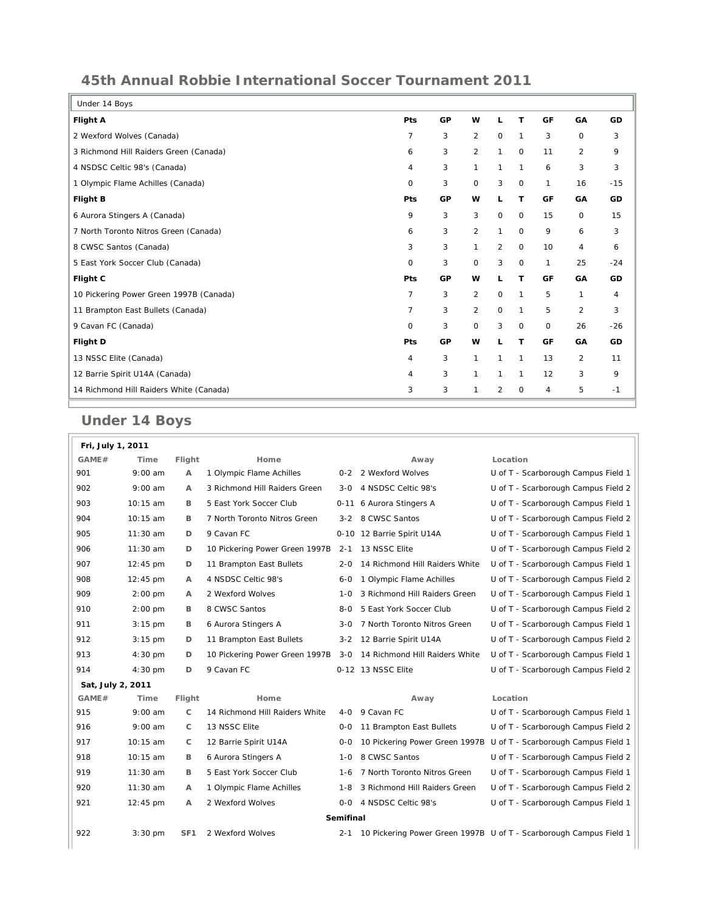## 45th Annual Robbie International Soccer Tournament 2011

| Under 14 Boys | | | | | | | | |
|---|---|---|---|---|---|---|---|---|
| **Flight A** | **Pts** | **GP** | **W** | **L** | **T** | **GF** | **GA** | **GD** |
| 2 Wexford Wolves (Canada) | 7 | 3 | 2 | 0 | 1 | 3 | 0 | 3 |
| 3 Richmond Hill Raiders Green (Canada) | 6 | 3 | 2 | 1 | 0 | 11 | 2 | 9 |
| 4 NSDSC Celtic 98's (Canada) | 4 | 3 | 1 | 1 | 1 | 6 | 3 | 3 |
| 1 Olympic Flame Achilles (Canada) | 0 | 3 | 0 | 3 | 0 | 1 | 16 | -15 |
| **Flight B** | **Pts** | **GP** | **W** | **L** | **T** | **GF** | **GA** | **GD** |
| 6 Aurora Stingers A (Canada) | 9 | 3 | 3 | 0 | 0 | 15 | 0 | 15 |
| 7 North Toronto Nitros Green (Canada) | 6 | 3 | 2 | 1 | 0 | 9 | 6 | 3 |
| 8 CWSC Santos (Canada) | 3 | 3 | 1 | 2 | 0 | 10 | 4 | 6 |
| 5 East York Soccer Club (Canada) | 0 | 3 | 0 | 3 | 0 | 1 | 25 | -24 |
| **Flight C** | **Pts** | **GP** | **W** | **L** | **T** | **GF** | **GA** | **GD** |
| 10 Pickering Power Green 1997B (Canada) | 7 | 3 | 2 | 0 | 1 | 5 | 1 | 4 |
| 11 Brampton East Bullets (Canada) | 7 | 3 | 2 | 0 | 1 | 5 | 2 | 3 |
| 9 Cavan FC (Canada) | 0 | 3 | 0 | 3 | 0 | 0 | 26 | -26 |
| **Flight D** | **Pts** | **GP** | **W** | **L** | **T** | **GF** | **GA** | **GD** |
| 13 NSSC Elite (Canada) | 4 | 3 | 1 | 1 | 1 | 13 | 2 | 11 |
| 12 Barrie Spirit U14A (Canada) | 4 | 3 | 1 | 1 | 1 | 12 | 3 | 9 |
| 14 Richmond Hill Raiders White (Canada) | 3 | 3 | 1 | 2 | 0 | 4 | 5 | -1 |

## Under 14 Boys

| GAME# | Time | Flight | Home | | Away | Location |
|---|---|---|---|---|---|---|
| **Fri, July 1, 2011** | | | | | | |
| 901 | 9:00 am | A | 1 Olympic Flame Achilles | 0-2 | 2 Wexford Wolves | U of T - Scarborough Campus Field 1 |
| 902 | 9:00 am | A | 3 Richmond Hill Raiders Green | 3-0 | 4 NSDSC Celtic 98's | U of T - Scarborough Campus Field 2 |
| 903 | 10:15 am | B | 5 East York Soccer Club | 0-11 | 6 Aurora Stingers A | U of T - Scarborough Campus Field 1 |
| 904 | 10:15 am | B | 7 North Toronto Nitros Green | 3-2 | 8 CWSC Santos | U of T - Scarborough Campus Field 2 |
| 905 | 11:30 am | D | 9 Cavan FC | 0-10 | 12 Barrie Spirit U14A | U of T - Scarborough Campus Field 1 |
| 906 | 11:30 am | D | 10 Pickering Power Green 1997B | 2-1 | 13 NSSC Elite | U of T - Scarborough Campus Field 2 |
| 907 | 12:45 pm | D | 11 Brampton East Bullets | 2-0 | 14 Richmond Hill Raiders White | U of T - Scarborough Campus Field 1 |
| 908 | 12:45 pm | A | 4 NSDSC Celtic 98's | 6-0 | 1 Olympic Flame Achilles | U of T - Scarborough Campus Field 2 |
| 909 | 2:00 pm | A | 2 Wexford Wolves | 1-0 | 3 Richmond Hill Raiders Green | U of T - Scarborough Campus Field 1 |
| 910 | 2:00 pm | B | 8 CWSC Santos | 8-0 | 5 East York Soccer Club | U of T - Scarborough Campus Field 2 |
| 911 | 3:15 pm | B | 6 Aurora Stingers A | 3-0 | 7 North Toronto Nitros Green | U of T - Scarborough Campus Field 1 |
| 912 | 3:15 pm | D | 11 Brampton East Bullets | 3-2 | 12 Barrie Spirit U14A | U of T - Scarborough Campus Field 2 |
| 913 | 4:30 pm | D | 10 Pickering Power Green 1997B | 3-0 | 14 Richmond Hill Raiders White | U of T - Scarborough Campus Field 1 |
| 914 | 4:30 pm | D | 9 Cavan FC | 0-12 | 13 NSSC Elite | U of T - Scarborough Campus Field 2 |
| **Sat, July 2, 2011** | | | | | | |
| 915 | 9:00 am | C | 14 Richmond Hill Raiders White | 4-0 | 9 Cavan FC | U of T - Scarborough Campus Field 1 |
| 916 | 9:00 am | C | 13 NSSC Elite | 0-0 | 11 Brampton East Bullets | U of T - Scarborough Campus Field 2 |
| 917 | 10:15 am | C | 12 Barrie Spirit U14A | 0-0 | 10 Pickering Power Green 1997B | U of T - Scarborough Campus Field 1 |
| 918 | 10:15 am | B | 6 Aurora Stingers A | 1-0 | 8 CWSC Santos | U of T - Scarborough Campus Field 2 |
| 919 | 11:30 am | B | 5 East York Soccer Club | 1-6 | 7 North Toronto Nitros Green | U of T - Scarborough Campus Field 1 |
| 920 | 11:30 am | A | 1 Olympic Flame Achilles | 1-8 | 3 Richmond Hill Raiders Green | U of T - Scarborough Campus Field 2 |
| 921 | 12:45 pm | A | 2 Wexford Wolves | 0-0 | 4 NSDSC Celtic 98's | U of T - Scarborough Campus Field 1 |
| **Semifinal** | | | | | | |
| 922 | 3:30 pm | SF1 | 2 Wexford Wolves | 2-1 | 10 Pickering Power Green 1997B | U of T - Scarborough Campus Field 1 |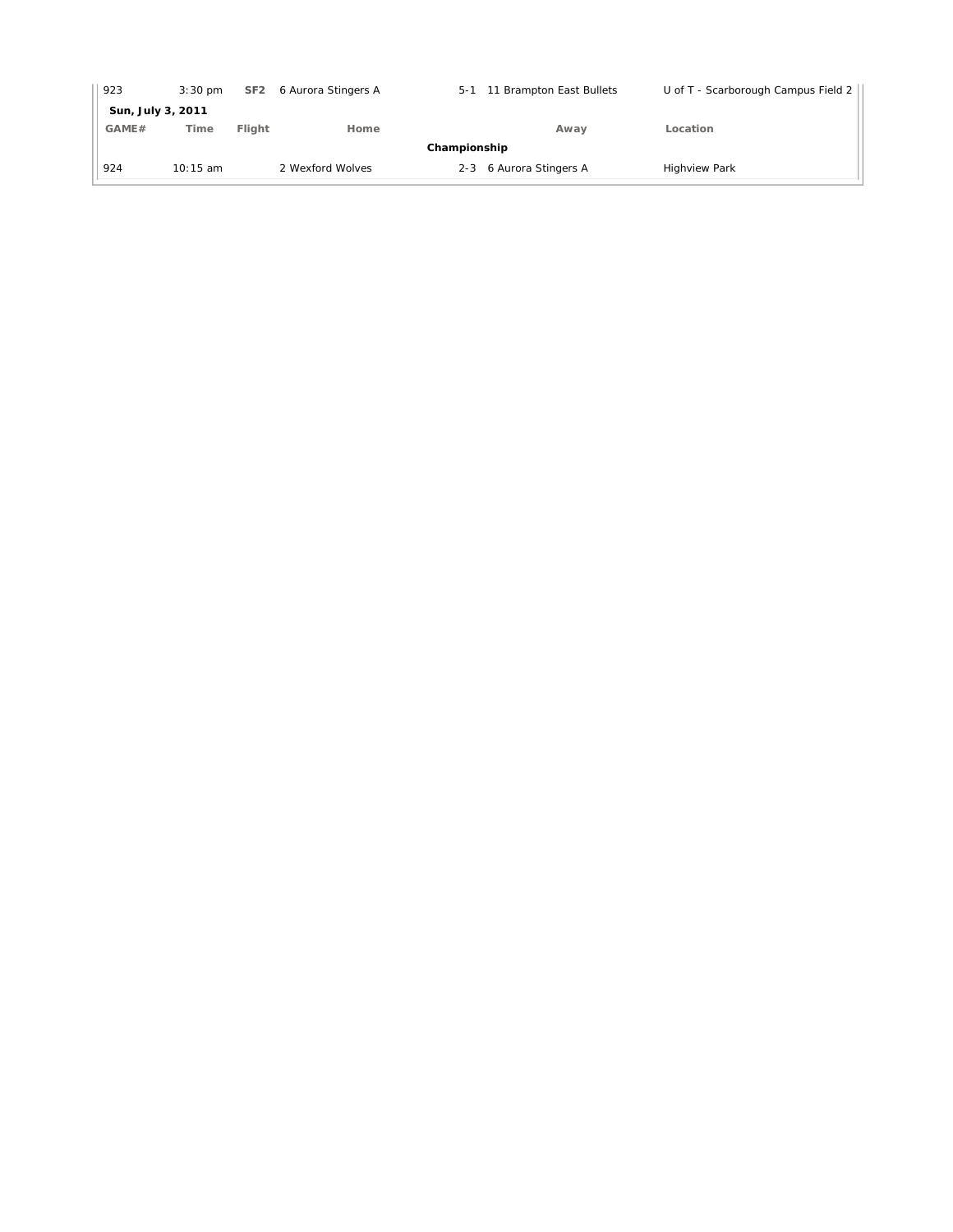| | | | | | | |
|---|---|---|---|---|---|---|
| 923 | 3:30 pm | SF2 | 6 Aurora Stingers A | 5-1 | 11 Brampton East Bullets | U of T - Scarborough Campus Field 2 |

**Sun, July 3, 2011**

| GAME# | Time | Flight | Home | | Away | Location |
|---|---|---|---|---|---|---|
| | | | **Championship** | | | |
| 924 | 10:15 am | | 2 Wexford Wolves | 2-3 | 6 Aurora Stingers A | Highview Park |